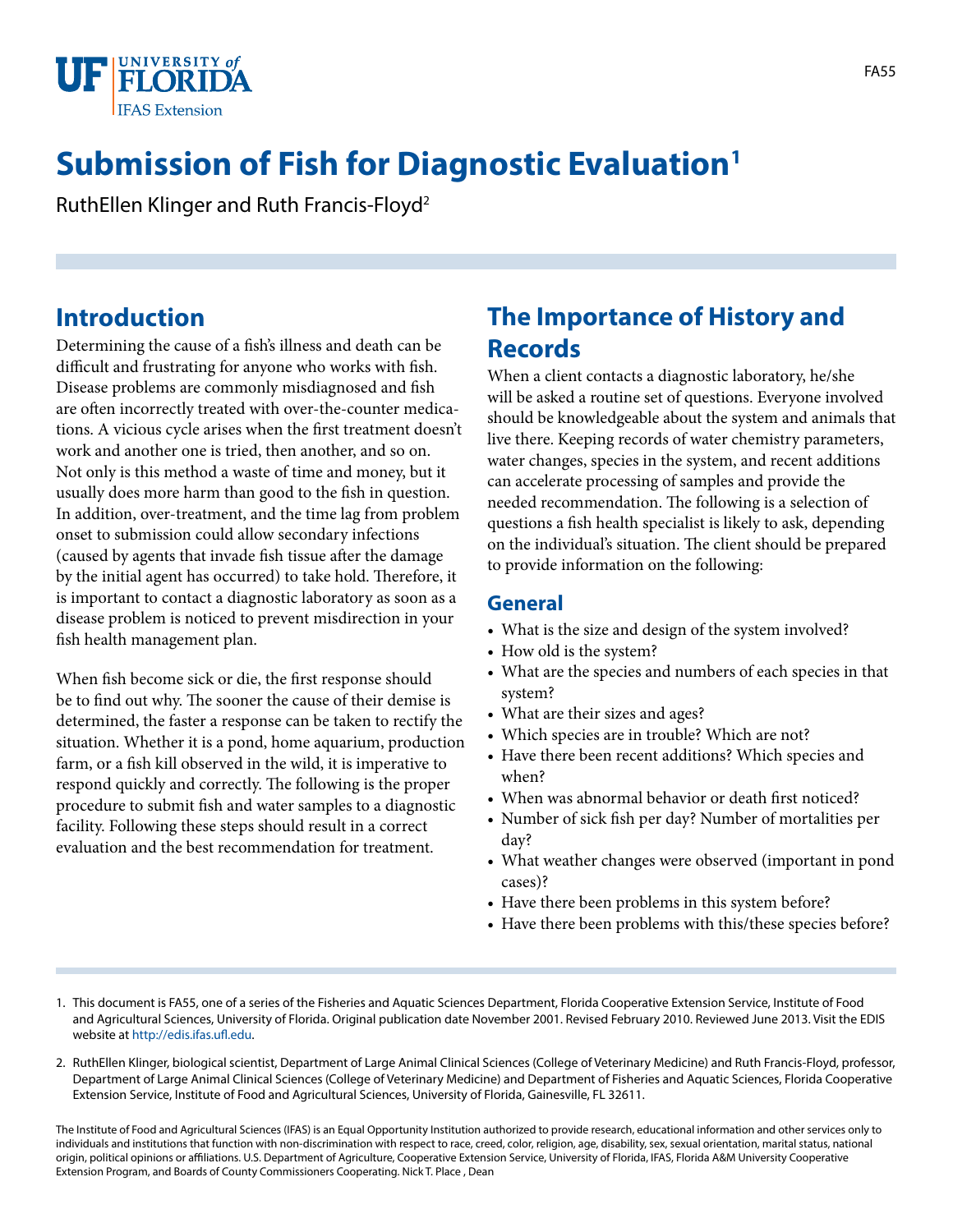# Submission of Fish for Diagnostic Evaluation[1]

RuthEllen Klinger and Ruth Francis-Floyd[2]

## Introduction

Determining the cause of a fish's illness and death can be difficult and frustrating for anyone who works with fish. Disease problems are commonly misdiagnosed and fish are often incorrectly treated with over-the-counter medications. A vicious cycle arises when the first treatment doesn't work and another one is tried, then another, and so on. Not only is this method a waste of time and money, but it usually does more harm than good to the fish in question. In addition, over-treatment, and the time lag from problem onset to submission could allow secondary infections (caused by agents that invade fish tissue after the damage by the initial agent has occurred) to take hold. Therefore, it is important to contact a diagnostic laboratory as soon as a disease problem is noticed to prevent misdirection in your fish health management plan.

When fish become sick or die, the first response should be to find out why. The sooner the cause of their demise is determined, the faster a response can be taken to rectify the situation. Whether it is a pond, home aquarium, production farm, or a fish kill observed in the wild, it is imperative to respond quickly and correctly. The following is the proper procedure to submit fish and water samples to a diagnostic facility. Following these steps should result in a correct evaluation and the best recommendation for treatment.

## The Importance of History and Records

When a client contacts a diagnostic laboratory, he/she will be asked a routine set of questions. Everyone involved should be knowledgeable about the system and animals that live there. Keeping records of water chemistry parameters, water changes, species in the system, and recent additions can accelerate processing of samples and provide the needed recommendation. The following is a selection of questions a fish health specialist is likely to ask, depending on the individual's situation. The client should be prepared to provide information on the following:

### General

- What is the size and design of the system involved?
- How old is the system?
- What are the species and numbers of each species in that system?
- What are their sizes and ages?
- Which species are in trouble? Which are not?
- Have there been recent additions? Which species and when?
- When was abnormal behavior or death first noticed?
- Number of sick fish per day? Number of mortalities per day?
- What weather changes were observed (important in pond cases)?
- Have there been problems in this system before?
- Have there been problems with this/these species before?

---

1. This document is FA55, one of a series of the Fisheries and Aquatic Sciences Department, Florida Cooperative Extension Service, Institute of Food and Agricultural Sciences, University of Florida. Original publication date November 2001. Revised February 2010. Reviewed June 2013. Visit the EDIS website at http://edis.ifas.ufl.edu.

2. RuthEllen Klinger, biological scientist, Department of Large Animal Clinical Sciences (College of Veterinary Medicine) and Ruth Francis-Floyd, professor, Department of Large Animal Clinical Sciences (College of Veterinary Medicine) and Department of Fisheries and Aquatic Sciences, Florida Cooperative Extension Service, Institute of Food and Agricultural Sciences, University of Florida, Gainesville, FL 32611.

The Institute of Food and Agricultural Sciences (IFAS) is an Equal Opportunity Institution authorized to provide research, educational information and other services only to individuals and institutions that function with non-discrimination with respect to race, creed, color, religion, age, disability, sex, sexual orientation, marital status, national origin, political opinions or affiliations. U.S. Department of Agriculture, Cooperative Extension Service, University of Florida, IFAS, Florida A&M University Cooperative Extension Program, and Boards of County Commissioners Cooperating. Nick T. Place , Dean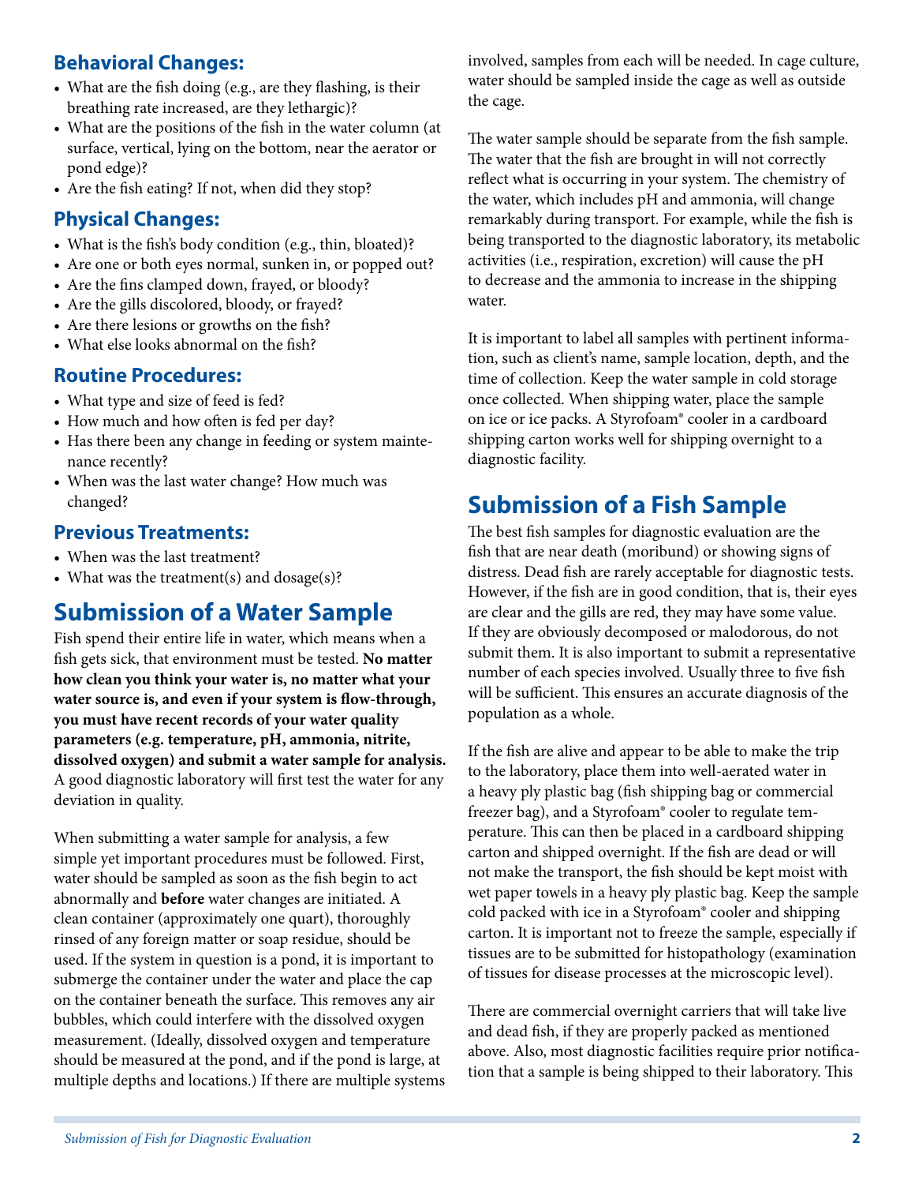### Behavioral Changes:

- What are the fish doing (e.g., are they flashing, is their breathing rate increased, are they lethargic)?
- What are the positions of the fish in the water column (at surface, vertical, lying on the bottom, near the aerator or pond edge)?
- Are the fish eating? If not, when did they stop?

### Physical Changes:

- What is the fish's body condition (e.g., thin, bloated)?
- Are one or both eyes normal, sunken in, or popped out?
- Are the fins clamped down, frayed, or bloody?
- Are the gills discolored, bloody, or frayed?
- Are there lesions or growths on the fish?
- What else looks abnormal on the fish?

### Routine Procedures:

- What type and size of feed is fed?
- How much and how often is fed per day?
- Has there been any change in feeding or system maintenance recently?
- When was the last water change? How much was changed?

### Previous Treatments:

- When was the last treatment?
- What was the treatment(s) and dosage(s)?

## Submission of a Water Sample

Fish spend their entire life in water, which means when a fish gets sick, that environment must be tested. **No matter how clean you think your water is, no matter what your water source is, and even if your system is flow-through, you must have recent records of your water quality parameters (e.g. temperature, pH, ammonia, nitrite, dissolved oxygen) and submit a water sample for analysis.** A good diagnostic laboratory will first test the water for any deviation in quality.

When submitting a water sample for analysis, a few simple yet important procedures must be followed. First, water should be sampled as soon as the fish begin to act abnormally and **before** water changes are initiated. A clean container (approximately one quart), thoroughly rinsed of any foreign matter or soap residue, should be used. If the system in question is a pond, it is important to submerge the container under the water and place the cap on the container beneath the surface. This removes any air bubbles, which could interfere with the dissolved oxygen measurement. (Ideally, dissolved oxygen and temperature should be measured at the pond, and if the pond is large, at multiple depths and locations.) If there are multiple systems involved, samples from each will be needed. In cage culture, water should be sampled inside the cage as well as outside the cage.

The water sample should be separate from the fish sample. The water that the fish are brought in will not correctly reflect what is occurring in your system. The chemistry of the water, which includes pH and ammonia, will change remarkably during transport. For example, while the fish is being transported to the diagnostic laboratory, its metabolic activities (i.e., respiration, excretion) will cause the pH to decrease and the ammonia to increase in the shipping water.

It is important to label all samples with pertinent information, such as client's name, sample location, depth, and the time of collection. Keep the water sample in cold storage once collected. When shipping water, place the sample on ice or ice packs. A Styrofoam® cooler in a cardboard shipping carton works well for shipping overnight to a diagnostic facility.

## Submission of a Fish Sample

The best fish samples for diagnostic evaluation are the fish that are near death (moribund) or showing signs of distress. Dead fish are rarely acceptable for diagnostic tests. However, if the fish are in good condition, that is, their eyes are clear and the gills are red, they may have some value. If they are obviously decomposed or malodorous, do not submit them. It is also important to submit a representative number of each species involved. Usually three to five fish will be sufficient. This ensures an accurate diagnosis of the population as a whole.

If the fish are alive and appear to be able to make the trip to the laboratory, place them into well-aerated water in a heavy ply plastic bag (fish shipping bag or commercial freezer bag), and a Styrofoam® cooler to regulate temperature. This can then be placed in a cardboard shipping carton and shipped overnight. If the fish are dead or will not make the transport, the fish should be kept moist with wet paper towels in a heavy ply plastic bag. Keep the sample cold packed with ice in a Styrofoam® cooler and shipping carton. It is important not to freeze the sample, especially if tissues are to be submitted for histopathology (examination of tissues for disease processes at the microscopic level).

There are commercial overnight carriers that will take live and dead fish, if they are properly packed as mentioned above. Also, most diagnostic facilities require prior notification that a sample is being shipped to their laboratory. This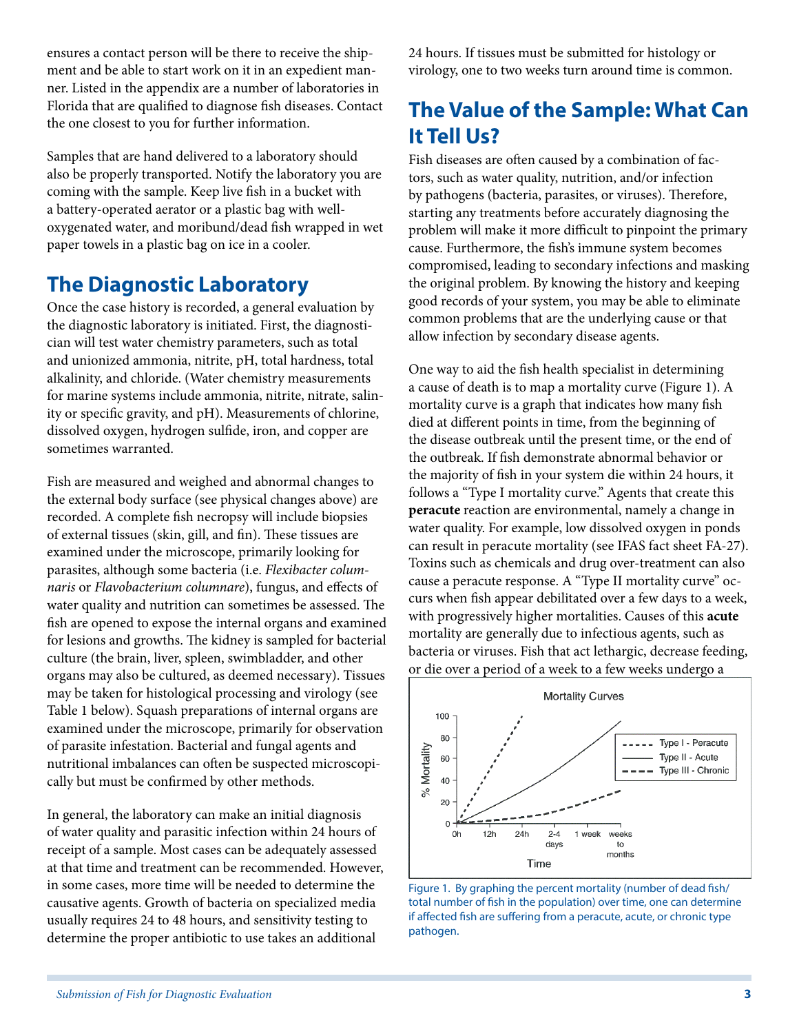ensures a contact person will be there to receive the shipment and be able to start work on it in an expedient manner. Listed in the appendix are a number of laboratories in Florida that are qualified to diagnose fish diseases. Contact the one closest to you for further information.

Samples that are hand delivered to a laboratory should also be properly transported. Notify the laboratory you are coming with the sample. Keep live fish in a bucket with a battery-operated aerator or a plastic bag with well-oxygenated water, and moribund/dead fish wrapped in wet paper towels in a plastic bag on ice in a cooler.

## The Diagnostic Laboratory

Once the case history is recorded, a general evaluation by the diagnostic laboratory is initiated. First, the diagnostician will test water chemistry parameters, such as total and unionized ammonia, nitrite, pH, total hardness, total alkalinity, and chloride. (Water chemistry measurements for marine systems include ammonia, nitrite, nitrate, salinity or specific gravity, and pH). Measurements of chlorine, dissolved oxygen, hydrogen sulfide, iron, and copper are sometimes warranted.

Fish are measured and weighed and abnormal changes to the external body surface (see physical changes above) are recorded. A complete fish necropsy will include biopsies of external tissues (skin, gill, and fin). These tissues are examined under the microscope, primarily looking for parasites, although some bacteria (i.e. *Flexibacter columnaris* or *Flavobacterium columnare*), fungus, and effects of water quality and nutrition can sometimes be assessed. The fish are opened to expose the internal organs and examined for lesions and growths. The kidney is sampled for bacterial culture (the brain, liver, spleen, swimbladder, and other organs may also be cultured, as deemed necessary). Tissues may be taken for histological processing and virology (see Table 1 below). Squash preparations of internal organs are examined under the microscope, primarily for observation of parasite infestation. Bacterial and fungal agents and nutritional imbalances can often be suspected microscopically but must be confirmed by other methods.

In general, the laboratory can make an initial diagnosis of water quality and parasitic infection within 24 hours of receipt of a sample. Most cases can be adequately assessed at that time and treatment can be recommended. However, in some cases, more time will be needed to determine the causative agents. Growth of bacteria on specialized media usually requires 24 to 48 hours, and sensitivity testing to determine the proper antibiotic to use takes an additional 24 hours. If tissues must be submitted for histology or virology, one to two weeks turn around time is common.

## The Value of the Sample: What Can It Tell Us?

Fish diseases are often caused by a combination of factors, such as water quality, nutrition, and/or infection by pathogens (bacteria, parasites, or viruses). Therefore, starting any treatments before accurately diagnosing the problem will make it more difficult to pinpoint the primary cause. Furthermore, the fish's immune system becomes compromised, leading to secondary infections and masking the original problem. By knowing the history and keeping good records of your system, you may be able to eliminate common problems that are the underlying cause or that allow infection by secondary disease agents.

One way to aid the fish health specialist in determining a cause of death is to map a mortality curve (Figure 1). A mortality curve is a graph that indicates how many fish died at different points in time, from the beginning of the disease outbreak until the present time, or the end of the outbreak. If fish demonstrate abnormal behavior or the majority of fish in your system die within 24 hours, it follows a "Type I mortality curve." Agents that create this **peracute** reaction are environmental, namely a change in water quality. For example, low dissolved oxygen in ponds can result in peracute mortality (see IFAS fact sheet FA-27). Toxins such as chemicals and drug over-treatment can also cause a peracute response. A "Type II mortality curve" occurs when fish appear debilitated over a few days to a week, with progressively higher mortalities. Causes of this **acute** mortality are generally due to infectious agents, such as bacteria or viruses. Fish that act lethargic, decrease feeding, or die over a period of a week to a few weeks undergo a

Figure 1. By graphing the percent mortality (number of dead fish/ total number of fish in the population) over time, one can determine if affected fish are suffering from a peracute, acute, or chronic type pathogen.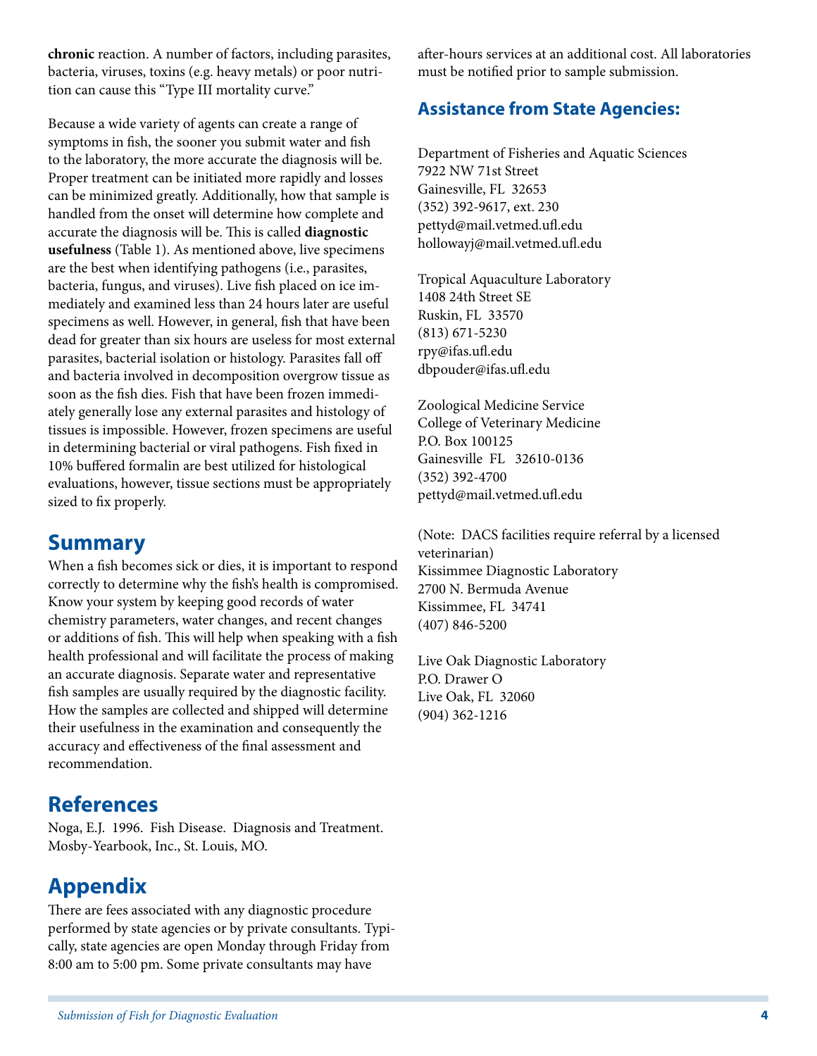**chronic** reaction. A number of factors, including parasites, bacteria, viruses, toxins (e.g. heavy metals) or poor nutrition can cause this "Type III mortality curve."

Because a wide variety of agents can create a range of symptoms in fish, the sooner you submit water and fish to the laboratory, the more accurate the diagnosis will be. Proper treatment can be initiated more rapidly and losses can be minimized greatly. Additionally, how that sample is handled from the onset will determine how complete and accurate the diagnosis will be. This is called **diagnostic usefulness** (Table 1). As mentioned above, live specimens are the best when identifying pathogens (i.e., parasites, bacteria, fungus, and viruses). Live fish placed on ice immediately and examined less than 24 hours later are useful specimens as well. However, in general, fish that have been dead for greater than six hours are useless for most external parasites, bacterial isolation or histology. Parasites fall off and bacteria involved in decomposition overgrow tissue as soon as the fish dies. Fish that have been frozen immediately generally lose any external parasites and histology of tissues is impossible. However, frozen specimens are useful in determining bacterial or viral pathogens. Fish fixed in 10% buffered formalin are best utilized for histological evaluations, however, tissue sections must be appropriately sized to fix properly.

## Summary

When a fish becomes sick or dies, it is important to respond correctly to determine why the fish's health is compromised. Know your system by keeping good records of water chemistry parameters, water changes, and recent changes or additions of fish. This will help when speaking with a fish health professional and will facilitate the process of making an accurate diagnosis. Separate water and representative fish samples are usually required by the diagnostic facility. How the samples are collected and shipped will determine their usefulness in the examination and consequently the accuracy and effectiveness of the final assessment and recommendation.

## References

Noga, E.J. 1996. Fish Disease. Diagnosis and Treatment. Mosby-Yearbook, Inc., St. Louis, MO.

## Appendix

There are fees associated with any diagnostic procedure performed by state agencies or by private consultants. Typically, state agencies are open Monday through Friday from 8:00 am to 5:00 pm. Some private consultants may have after-hours services at an additional cost. All laboratories must be notified prior to sample submission.

### Assistance from State Agencies:

Department of Fisheries and Aquatic Sciences
7922 NW 71st Street
Gainesville, FL 32653
(352) 392-9617, ext. 230
pettyd@mail.vetmed.ufl.edu
hollowayj@mail.vetmed.ufl.edu

Tropical Aquaculture Laboratory
1408 24th Street SE
Ruskin, FL 33570
(813) 671-5230
rpy@ifas.ufl.edu
dbpouder@ifas.ufl.edu

Zoological Medicine Service
College of Veterinary Medicine
P.O. Box 100125
Gainesville FL 32610-0136
(352) 392-4700
pettyd@mail.vetmed.ufl.edu

(Note: DACS facilities require referral by a licensed veterinarian)
Kissimmee Diagnostic Laboratory
2700 N. Bermuda Avenue
Kissimmee, FL 34741
(407) 846-5200

Live Oak Diagnostic Laboratory
P.O. Drawer O
Live Oak, FL 32060
(904) 362-1216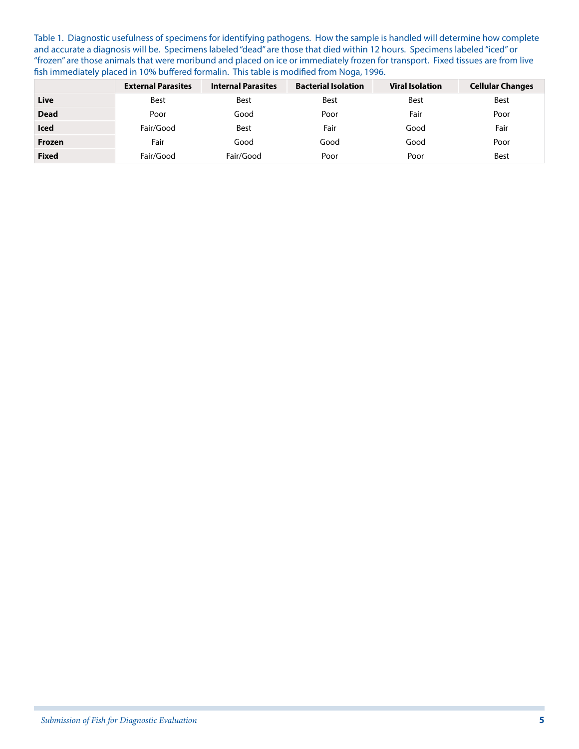Table 1. Diagnostic usefulness of specimens for identifying pathogens. How the sample is handled will determine how complete and accurate a diagnosis will be. Specimens labeled "dead" are those that died within 12 hours. Specimens labeled "iced" or "frozen" are those animals that were moribund and placed on ice or immediately frozen for transport. Fixed tissues are from live fish immediately placed in 10% buffered formalin. This table is modified from Noga, 1996.

| | External Parasites | Internal Parasites | Bacterial Isolation | Viral Isolation | Cellular Changes |
|---|---|---|---|---|---|
| **Live** | Best | Best | Best | Best | Best |
| **Dead** | Poor | Good | Poor | Fair | Poor |
| **Iced** | Fair/Good | Best | Fair | Good | Fair |
| **Frozen** | Fair | Good | Good | Good | Poor |
| **Fixed** | Fair/Good | Fair/Good | Poor | Poor | Best |